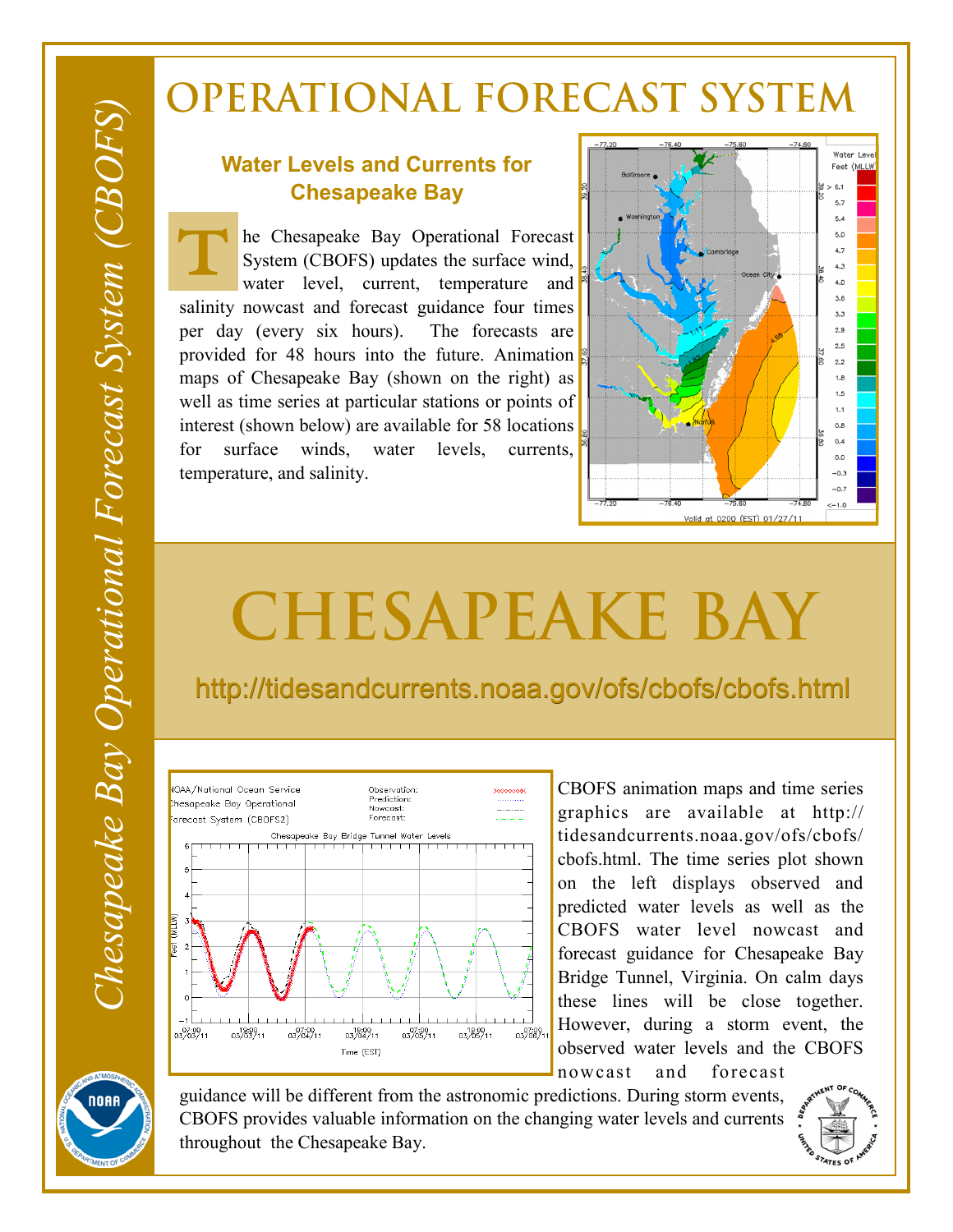*Chesapeake Bay Operational Forecast System (CBOFS)*

# OPERATIONAL FORECAST SYSTEM

## Water Levels and Currents for Chesapeake Bay

The Chesapeake Bay Operational Forecast System (CBOFS) updates the surface wind, water level, current, temperature and salinity nowcast and forecast guidance four times per day (every six hours). The forecasts are provided for 48 hours into the future. Animation maps of Chesapeake Bay (shown on the right) as well as time series at particular stations or points of interest (shown below) are available for 58 locations for surface winds, water levels, currents, temperature, and salinity.

# CHESAPEAKE BAY

http://tidesandcurrents.noaa.gov/ofs/cbofs/cbofs.html

CBOFS animation maps and time series graphics are available at http://tidesandcurrents.noaa.gov/ofs/cbofs/cbofs.html. The time series plot shown on the left displays observed and predicted water levels as well as the CBOFS water level nowcast and forecast guidance for Chesapeake Bay Bridge Tunnel, Virginia. On calm days these lines will be close together. However, during a storm event, the observed water levels and the CBOFS nowcast and forecast guidance will be different from the astronomic predictions. During storm events, CBOFS provides valuable information on the changing water levels and currents throughout the Chesapeake Bay.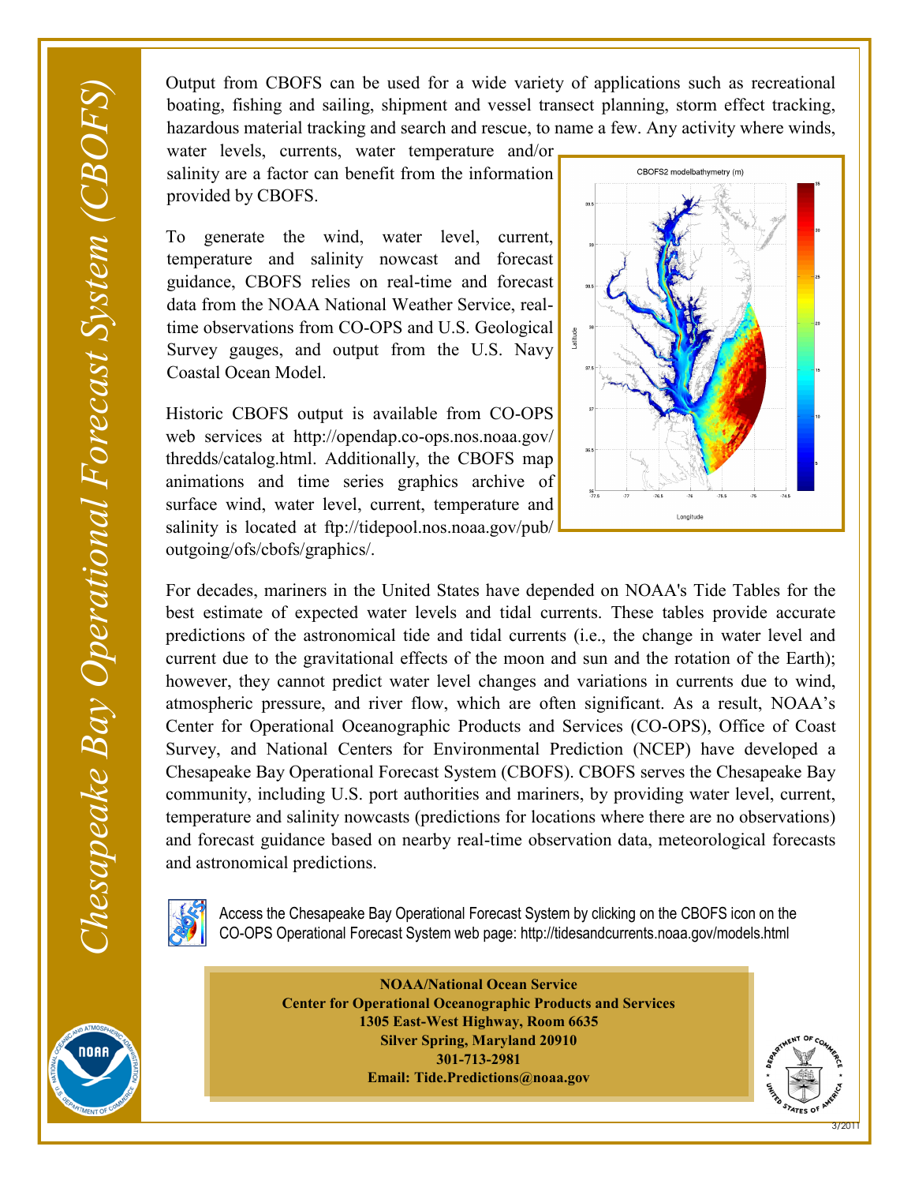# Chesapeake Bay Operational Forecast System (CBOFS)

Output from CBOFS can be used for a wide variety of applications such as recreational boating, fishing and sailing, shipment and vessel transect planning, storm effect tracking, hazardous material tracking and search and rescue, to name a few. Any activity where winds, water levels, currents, water temperature and/or salinity are a factor can benefit from the information provided by CBOFS.

CBOFS2 modelbathymetry (m)

Latitude

Longitude

To generate the wind, water level, current, temperature and salinity nowcast and forecast guidance, CBOFS relies on real-time and forecast data from the NOAA National Weather Service, real-time observations from CO-OPS and U.S. Geological Survey gauges, and output from the U.S. Navy Coastal Ocean Model.

Historic CBOFS output is available from CO-OPS web services at http://opendap.co-ops.nos.noaa.gov/thredds/catalog.html. Additionally, the CBOFS map animations and time series graphics archive of surface wind, water level, current, temperature and salinity is located at ftp://tidepool.nos.noaa.gov/pub/outgoing/ofs/cbofs/graphics/.

For decades, mariners in the United States have depended on NOAA's Tide Tables for the best estimate of expected water levels and tidal currents. These tables provide accurate predictions of the astronomical tide and tidal currents (i.e., the change in water level and current due to the gravitational effects of the moon and sun and the rotation of the Earth); however, they cannot predict water level changes and variations in currents due to wind, atmospheric pressure, and river flow, which are often significant. As a result, NOAA's Center for Operational Oceanographic Products and Services (CO-OPS), Office of Coast Survey, and National Centers for Environmental Prediction (NCEP) have developed a Chesapeake Bay Operational Forecast System (CBOFS). CBOFS serves the Chesapeake Bay community, including U.S. port authorities and mariners, by providing water level, current, temperature and salinity nowcasts (predictions for locations where there are no observations) and forecast guidance based on nearby real-time observation data, meteorological forecasts and astronomical predictions.

Access the Chesapeake Bay Operational Forecast System by clicking on the CBOFS icon on the CO-OPS Operational Forecast System web page: http://tidesandcurrents.noaa.gov/models.html

**NOAA/National Ocean Service**
**Center for Operational Oceanographic Products and Services**
**1305 East-West Highway, Room 6635**
**Silver Spring, Maryland 20910**
**301-713-2981**
**Email: Tide.Predictions@noaa.gov**

3/2011